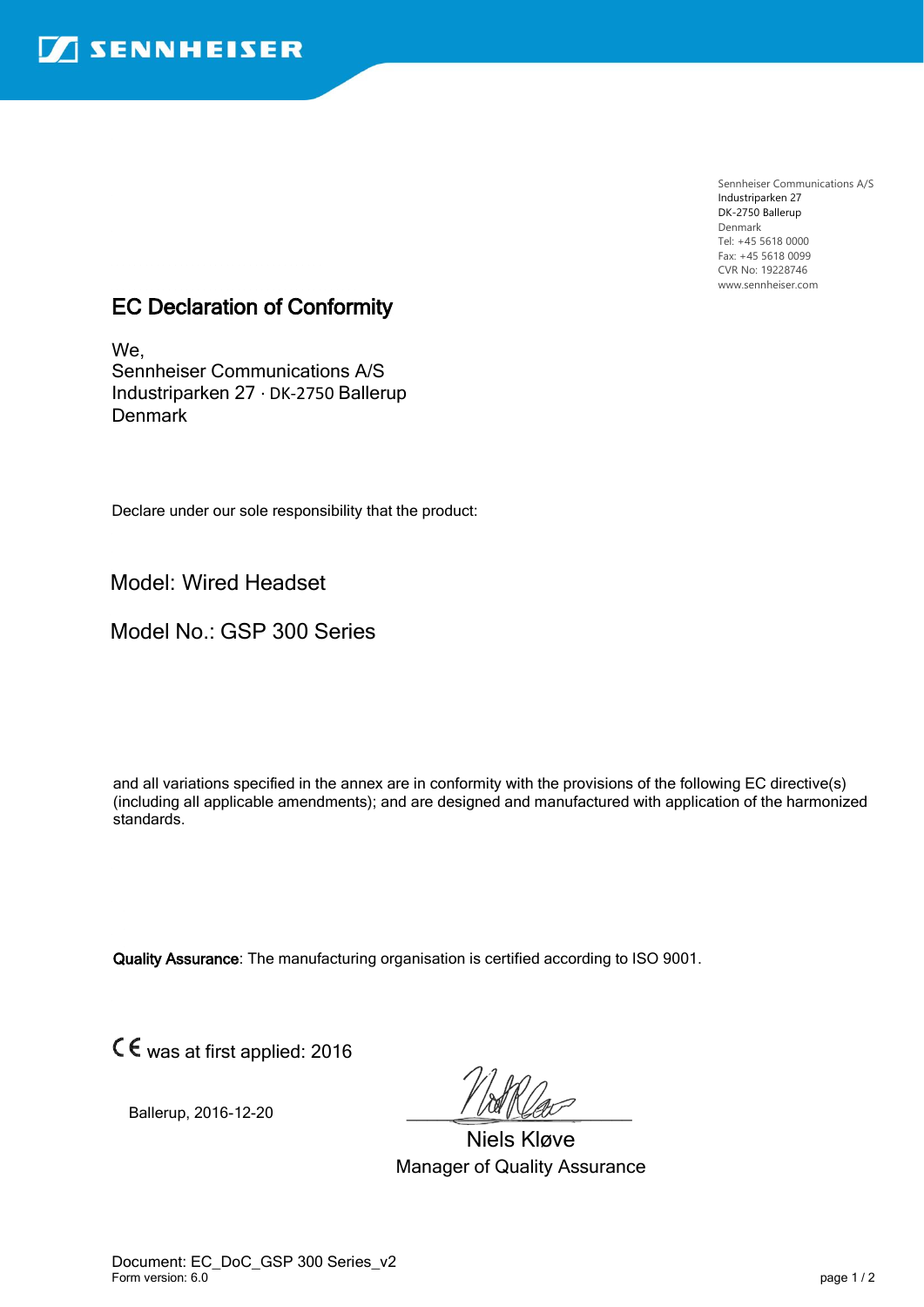Sennheiser Communications A/S
Industriparken 27
DK-2750 Ballerup
Denmark
Tel: +45 5618 0000
Fax: +45 5618 0099
CVR No: 19228746
www.sennheiser.com

# EC Declaration of Conformity

We,
Sennheiser Communications A/S
Industriparken 27 · DK-2750 Ballerup
Denmark

Declare under our sole responsibility that the product:

Model: Wired Headset

Model No.: GSP 300 Series

and all variations specified in the annex are in conformity with the provisions of the following EC directive(s) (including all applicable amendments); and are designed and manufactured with application of the harmonized standards.

**Quality Assurance**: The manufacturing organisation is certified according to ISO 9001.

CE was at first applied: 2016

Ballerup, 2016-12-20

Niels Kløve
Manager of Quality Assurance

Document: EC_DoC_GSP 300 Series_v2
Form version: 6.0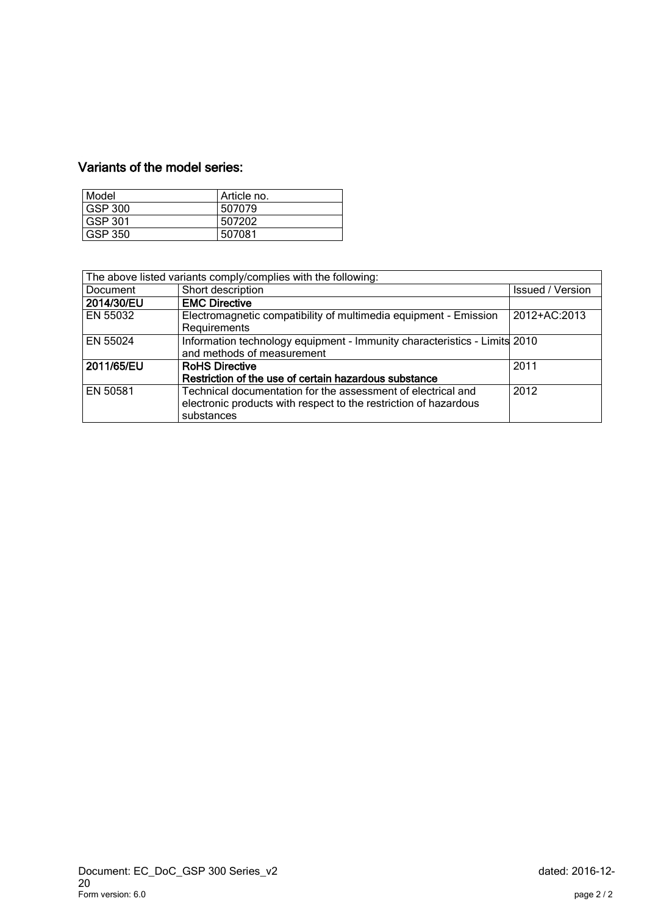## Variants of the model series:

| Model | Article no. |
| --- | --- |
| GSP 300 | 507079 |
| GSP 301 | 507202 |
| GSP 350 | 507081 |

| The above listed variants comply/complies with the following: | | |
| --- | --- | --- |
| Document | Short description | Issued / Version |
| **2014/30/EU** | **EMC Directive** | |
| EN 55032 | Electromagnetic compatibility of multimedia equipment - Emission Requirements | 2012+AC:2013 |
| EN 55024 | Information technology equipment - Immunity characteristics - Limits and methods of measurement | 2010 |
| **2011/65/EU** | **RoHS Directive** **Restriction of the use of certain hazardous substance** | 2011 |
| EN 50581 | Technical documentation for the assessment of electrical and electronic products with respect to the restriction of hazardous substances | 2012 |

Document: EC_DoC_GSP 300 Series_v2 dated: 2016-12-20

Form version: 6.0